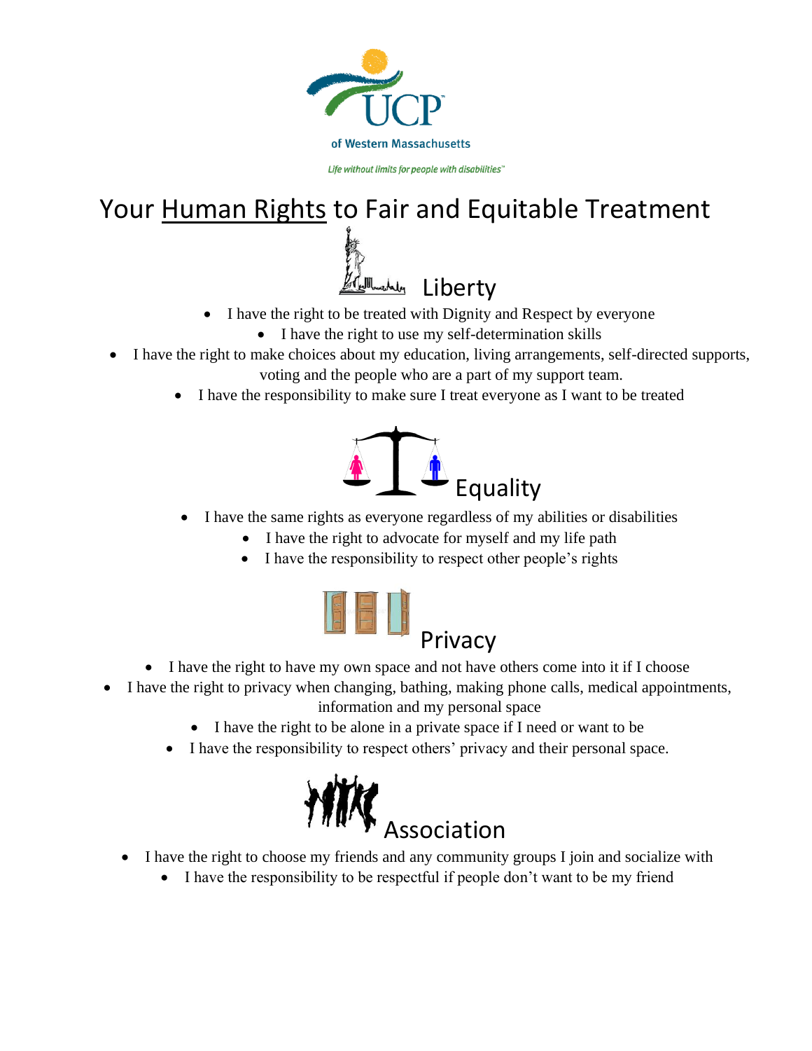UCP

of Western Massachusetts

*Life without limits for people with disabilities™*

# Your Human Rights to Fair and Equitable Treatment

## Liberty

- I have the right to be treated with Dignity and Respect by everyone
- I have the right to use my self-determination skills
- I have the right to make choices about my education, living arrangements, self-directed supports, voting and the people who are a part of my support team.
- I have the responsibility to make sure I treat everyone as I want to be treated

## Equality

- I have the same rights as everyone regardless of my abilities or disabilities
- I have the right to advocate for myself and my life path
- I have the responsibility to respect other people's rights

## Privacy

- I have the right to have my own space and not have others come into it if I choose
- I have the right to privacy when changing, bathing, making phone calls, medical appointments, information and my personal space
- I have the right to be alone in a private space if I need or want to be
- I have the responsibility to respect others' privacy and their personal space.

## Association

- I have the right to choose my friends and any community groups I join and socialize with
- I have the responsibility to be respectful if people don't want to be my friend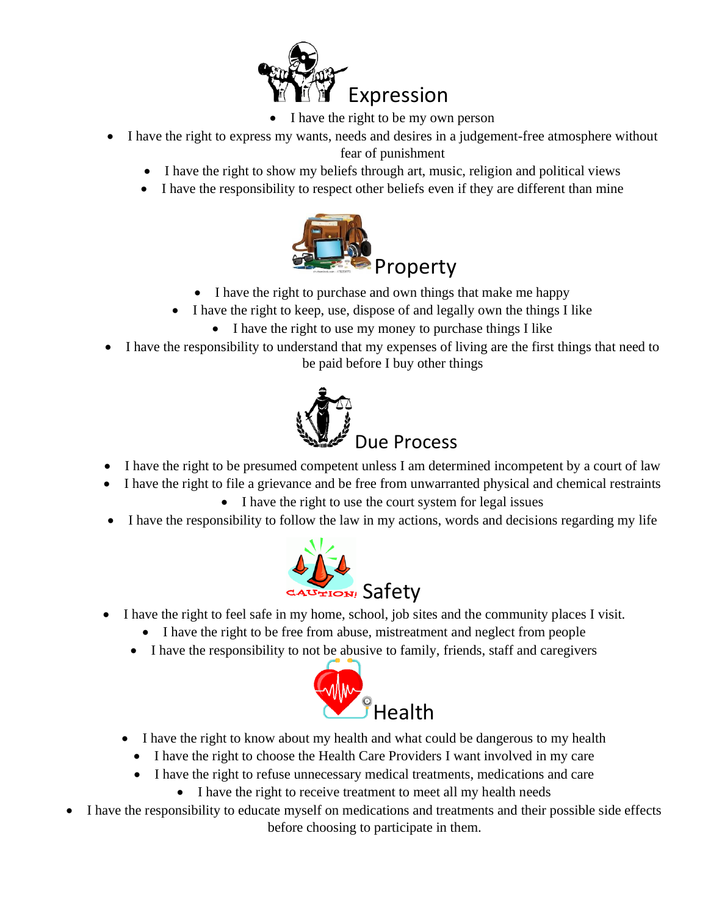## Expression

- I have the right to be my own person
- I have the right to express my wants, needs and desires in a judgement-free atmosphere without fear of punishment
- I have the right to show my beliefs through art, music, religion and political views
- I have the responsibility to respect other beliefs even if they are different than mine

## Property

- I have the right to purchase and own things that make me happy
- I have the right to keep, use, dispose of and legally own the things I like
- I have the right to use my money to purchase things I like
- I have the responsibility to understand that my expenses of living are the first things that need to be paid before I buy other things

## Due Process

- I have the right to be presumed competent unless I am determined incompetent by a court of law
- I have the right to file a grievance and be free from unwarranted physical and chemical restraints
- I have the right to use the court system for legal issues
- I have the responsibility to follow the law in my actions, words and decisions regarding my life

## Safety

- I have the right to feel safe in my home, school, job sites and the community places I visit.
- I have the right to be free from abuse, mistreatment and neglect from people
- I have the responsibility to not be abusive to family, friends, staff and caregivers

## Health

- I have the right to know about my health and what could be dangerous to my health
- I have the right to choose the Health Care Providers I want involved in my care
- I have the right to refuse unnecessary medical treatments, medications and care
- I have the right to receive treatment to meet all my health needs
- I have the responsibility to educate myself on medications and treatments and their possible side effects before choosing to participate in them.